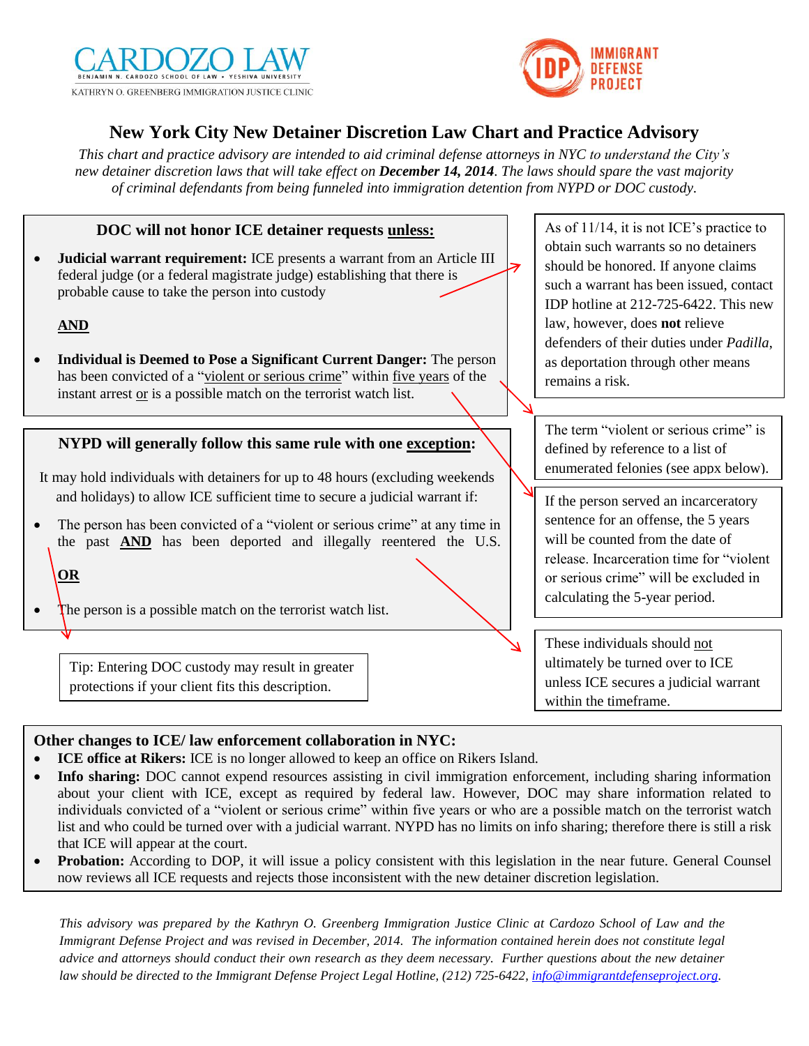CARDOZO LAW
BENJAMIN N. CARDOZO SCHOOL OF LAW • YESHIVA UNIVERSITY
KATHRYN O. GREENBERG IMMIGRATION JUSTICE CLINIC

IDP IMMIGRANT DEFENSE PROJECT

# New York City New Detainer Discretion Law Chart and Practice Advisory

*This chart and practice advisory are intended to aid criminal defense attorneys in NYC to understand the City's new detainer discretion laws that will take effect on* ***December 14, 2014****. The laws should spare the vast majority of criminal defendants from being funneled into immigration detention from NYPD or DOC custody.*

### DOC will not honor ICE detainer requests unless:

- **Judicial warrant requirement:** ICE presents a warrant from an Article III federal judge (or a federal magistrate judge) establishing that there is probable cause to take the person into custody

**AND**

- **Individual is Deemed to Pose a Significant Current Danger:** The person has been convicted of a "violent or serious crime" within five years of the instant arrest or is a possible match on the terrorist watch list.

> As of 11/14, it is not ICE's practice to obtain such warrants so no detainers should be honored. If anyone claims such a warrant has been issued, contact IDP hotline at 212-725-6422. This new law, however, does **not** relieve defenders of their duties under *Padilla*, as deportation through other means remains a risk.

> The term "violent or serious crime" is defined by reference to a list of enumerated felonies (see appx below).

> If the person served an incarceratory sentence for an offense, the 5 years will be counted from the date of release. Incarceration time for "violent or serious crime" will be excluded in calculating the 5-year period.

### NYPD will generally follow this same rule with one exception:

It may hold individuals with detainers for up to 48 hours (excluding weekends and holidays) to allow ICE sufficient time to secure a judicial warrant if:

- The person has been convicted of a "violent or serious crime" at any time in the past **AND** has been deported and illegally reentered the U.S.

**OR**

- The person is a possible match on the terrorist watch list.

> Tip: Entering DOC custody may result in greater protections if your client fits this description.

> These individuals should not ultimately be turned over to ICE unless ICE secures a judicial warrant within the timeframe.

### Other changes to ICE/ law enforcement collaboration in NYC:

- **ICE office at Rikers:** ICE is no longer allowed to keep an office on Rikers Island.
- **Info sharing:** DOC cannot expend resources assisting in civil immigration enforcement, including sharing information about your client with ICE, except as required by federal law. However, DOC may share information related to individuals convicted of a "violent or serious crime" within five years or who are a possible match on the terrorist watch list and who could be turned over with a judicial warrant. NYPD has no limits on info sharing; therefore there is still a risk that ICE will appear at the court.
- **Probation:** According to DOP, it will issue a policy consistent with this legislation in the near future. General Counsel now reviews all ICE requests and rejects those inconsistent with the new detainer discretion legislation.

*This advisory was prepared by the Kathryn O. Greenberg Immigration Justice Clinic at Cardozo School of Law and the Immigrant Defense Project and was revised in December, 2014. The information contained herein does not constitute legal advice and attorneys should conduct their own research as they deem necessary. Further questions about the new detainer law should be directed to the Immigrant Defense Project Legal Hotline, (212) 725-6422, info@immigrantdefenseproject.org.*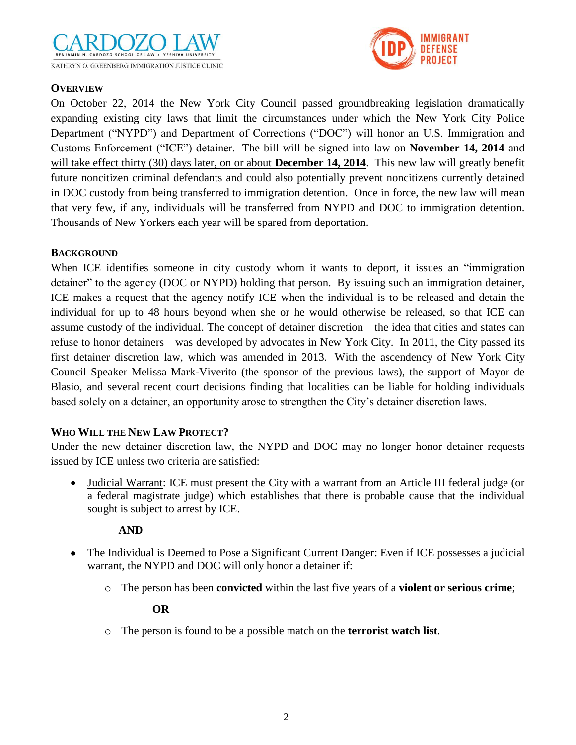## Overview

On October 22, 2014 the New York City Council passed groundbreaking legislation dramatically expanding existing city laws that limit the circumstances under which the New York City Police Department ("NYPD") and Department of Corrections ("DOC") will honor an U.S. Immigration and Customs Enforcement ("ICE") detainer. The bill will be signed into law on **November 14, 2014** and will take effect thirty (30) days later, on or about **December 14, 2014**. This new law will greatly benefit future noncitizen criminal defendants and could also potentially prevent noncitizens currently detained in DOC custody from being transferred to immigration detention. Once in force, the new law will mean that very few, if any, individuals will be transferred from NYPD and DOC to immigration detention. Thousands of New Yorkers each year will be spared from deportation.

## Background

When ICE identifies someone in city custody whom it wants to deport, it issues an "immigration detainer" to the agency (DOC or NYPD) holding that person. By issuing such an immigration detainer, ICE makes a request that the agency notify ICE when the individual is to be released and detain the individual for up to 48 hours beyond when she or he would otherwise be released, so that ICE can assume custody of the individual. The concept of detainer discretion—the idea that cities and states can refuse to honor detainers—was developed by advocates in New York City. In 2011, the City passed its first detainer discretion law, which was amended in 2013. With the ascendency of New York City Council Speaker Melissa Mark-Viverito (the sponsor of the previous laws), the support of Mayor de Blasio, and several recent court decisions finding that localities can be liable for holding individuals based solely on a detainer, an opportunity arose to strengthen the City's detainer discretion laws.

## Who Will the New Law Protect?

Under the new detainer discretion law, the NYPD and DOC may no longer honor detainer requests issued by ICE unless two criteria are satisfied:

- Judicial Warrant: ICE must present the City with a warrant from an Article III federal judge (or a federal magistrate judge) which establishes that there is probable cause that the individual sought is subject to arrest by ICE.

  **AND**

- The Individual is Deemed to Pose a Significant Current Danger: Even if ICE possesses a judicial warrant, the NYPD and DOC will only honor a detainer if:
  - The person has been **convicted** within the last five years of a **violent or serious crime**;

    **OR**

  - The person is found to be a possible match on the **terrorist watch list**.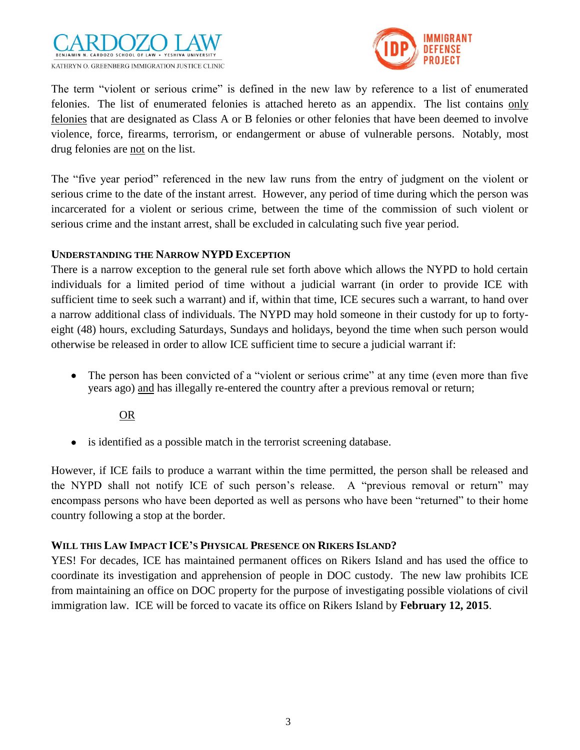The term "violent or serious crime" is defined in the new law by reference to a list of enumerated felonies. The list of enumerated felonies is attached hereto as an appendix. The list contains only felonies that are designated as Class A or B felonies or other felonies that have been deemed to involve violence, force, firearms, terrorism, or endangerment or abuse of vulnerable persons. Notably, most drug felonies are not on the list.

The "five year period" referenced in the new law runs from the entry of judgment on the violent or serious crime to the date of the instant arrest. However, any period of time during which the person was incarcerated for a violent or serious crime, between the time of the commission of such violent or serious crime and the instant arrest, shall be excluded in calculating such five year period.

### UNDERSTANDING THE NARROW NYPD EXCEPTION

There is a narrow exception to the general rule set forth above which allows the NYPD to hold certain individuals for a limited period of time without a judicial warrant (in order to provide ICE with sufficient time to seek such a warrant) and if, within that time, ICE secures such a warrant, to hand over a narrow additional class of individuals. The NYPD may hold someone in their custody for up to forty-eight (48) hours, excluding Saturdays, Sundays and holidays, beyond the time when such person would otherwise be released in order to allow ICE sufficient time to secure a judicial warrant if:

- The person has been convicted of a "violent or serious crime" at any time (even more than five years ago) and has illegally re-entered the country after a previous removal or return;

  OR

- is identified as a possible match in the terrorist screening database.

However, if ICE fails to produce a warrant within the time permitted, the person shall be released and the NYPD shall not notify ICE of such person's release. A "previous removal or return" may encompass persons who have been deported as well as persons who have been "returned" to their home country following a stop at the border.

### WILL THIS LAW IMPACT ICE'S PHYSICAL PRESENCE ON RIKERS ISLAND?

YES! For decades, ICE has maintained permanent offices on Rikers Island and has used the office to coordinate its investigation and apprehension of people in DOC custody. The new law prohibits ICE from maintaining an office on DOC property for the purpose of investigating possible violations of civil immigration law. ICE will be forced to vacate its office on Rikers Island by **February 12, 2015**.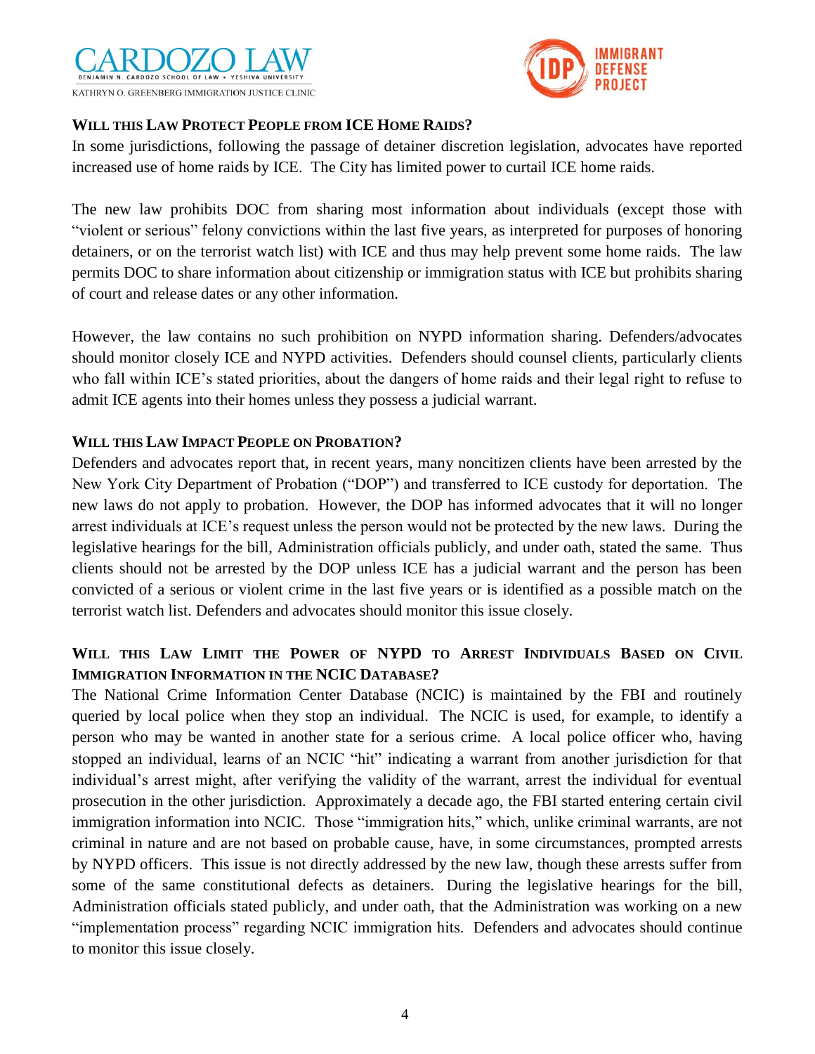### WILL THIS LAW PROTECT PEOPLE FROM ICE HOME RAIDS?

In some jurisdictions, following the passage of detainer discretion legislation, advocates have reported increased use of home raids by ICE. The City has limited power to curtail ICE home raids.

The new law prohibits DOC from sharing most information about individuals (except those with "violent or serious" felony convictions within the last five years, as interpreted for purposes of honoring detainers, or on the terrorist watch list) with ICE and thus may help prevent some home raids. The law permits DOC to share information about citizenship or immigration status with ICE but prohibits sharing of court and release dates or any other information.

However, the law contains no such prohibition on NYPD information sharing. Defenders/advocates should monitor closely ICE and NYPD activities. Defenders should counsel clients, particularly clients who fall within ICE's stated priorities, about the dangers of home raids and their legal right to refuse to admit ICE agents into their homes unless they possess a judicial warrant.

### WILL THIS LAW IMPACT PEOPLE ON PROBATION?

Defenders and advocates report that, in recent years, many noncitizen clients have been arrested by the New York City Department of Probation ("DOP") and transferred to ICE custody for deportation. The new laws do not apply to probation. However, the DOP has informed advocates that it will no longer arrest individuals at ICE's request unless the person would not be protected by the new laws. During the legislative hearings for the bill, Administration officials publicly, and under oath, stated the same. Thus clients should not be arrested by the DOP unless ICE has a judicial warrant and the person has been convicted of a serious or violent crime in the last five years or is identified as a possible match on the terrorist watch list. Defenders and advocates should monitor this issue closely.

### WILL THIS LAW LIMIT THE POWER OF NYPD TO ARREST INDIVIDUALS BASED ON CIVIL IMMIGRATION INFORMATION IN THE NCIC DATABASE?

The National Crime Information Center Database (NCIC) is maintained by the FBI and routinely queried by local police when they stop an individual. The NCIC is used, for example, to identify a person who may be wanted in another state for a serious crime. A local police officer who, having stopped an individual, learns of an NCIC "hit" indicating a warrant from another jurisdiction for that individual's arrest might, after verifying the validity of the warrant, arrest the individual for eventual prosecution in the other jurisdiction. Approximately a decade ago, the FBI started entering certain civil immigration information into NCIC. Those "immigration hits," which, unlike criminal warrants, are not criminal in nature and are not based on probable cause, have, in some circumstances, prompted arrests by NYPD officers. This issue is not directly addressed by the new law, though these arrests suffer from some of the same constitutional defects as detainers. During the legislative hearings for the bill, Administration officials stated publicly, and under oath, that the Administration was working on a new "implementation process" regarding NCIC immigration hits. Defenders and advocates should continue to monitor this issue closely.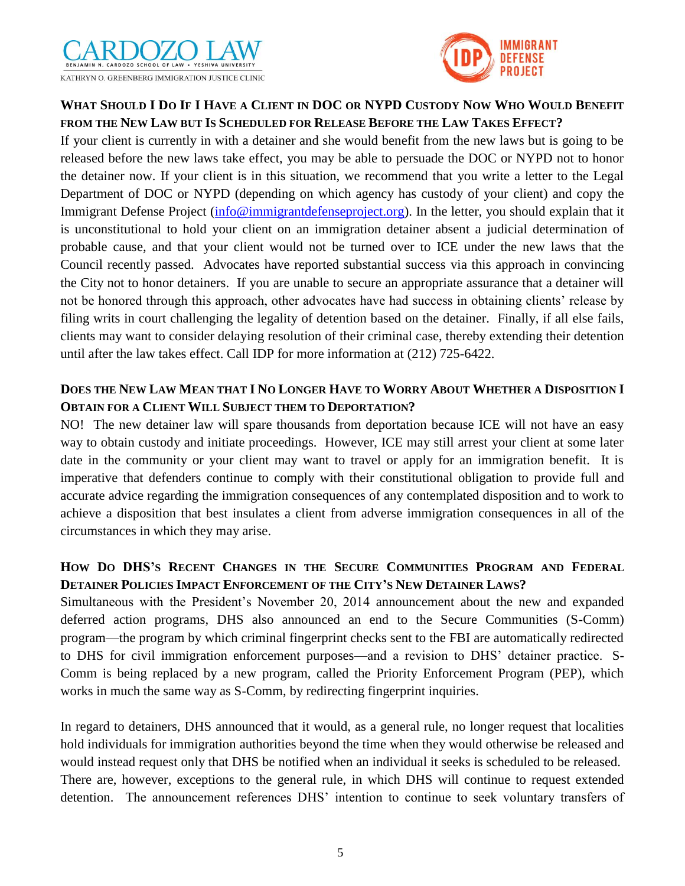### What Should I Do If I Have a Client in DOC or NYPD Custody Now Who Would Benefit from the New Law but Is Scheduled for Release Before the Law Takes Effect?

If your client is currently in with a detainer and she would benefit from the new laws but is going to be released before the new laws take effect, you may be able to persuade the DOC or NYPD not to honor the detainer now. If your client is in this situation, we recommend that you write a letter to the Legal Department of DOC or NYPD (depending on which agency has custody of your client) and copy the Immigrant Defense Project (info@immigrantdefenseproject.org). In the letter, you should explain that it is unconstitutional to hold your client on an immigration detainer absent a judicial determination of probable cause, and that your client would not be turned over to ICE under the new laws that the Council recently passed. Advocates have reported substantial success via this approach in convincing the City not to honor detainers. If you are unable to secure an appropriate assurance that a detainer will not be honored through this approach, other advocates have had success in obtaining clients' release by filing writs in court challenging the legality of detention based on the detainer. Finally, if all else fails, clients may want to consider delaying resolution of their criminal case, thereby extending their detention until after the law takes effect. Call IDP for more information at (212) 725-6422.

### Does the New Law Mean that I No Longer Have to Worry About Whether a Disposition I Obtain for a Client Will Subject them to Deportation?

NO! The new detainer law will spare thousands from deportation because ICE will not have an easy way to obtain custody and initiate proceedings. However, ICE may still arrest your client at some later date in the community or your client may want to travel or apply for an immigration benefit. It is imperative that defenders continue to comply with their constitutional obligation to provide full and accurate advice regarding the immigration consequences of any contemplated disposition and to work to achieve a disposition that best insulates a client from adverse immigration consequences in all of the circumstances in which they may arise.

### How Do DHS's Recent Changes in the Secure Communities Program and Federal Detainer Policies Impact Enforcement of the City's New Detainer Laws?

Simultaneous with the President's November 20, 2014 announcement about the new and expanded deferred action programs, DHS also announced an end to the Secure Communities (S-Comm) program—the program by which criminal fingerprint checks sent to the FBI are automatically redirected to DHS for civil immigration enforcement purposes—and a revision to DHS' detainer practice. S-Comm is being replaced by a new program, called the Priority Enforcement Program (PEP), which works in much the same way as S-Comm, by redirecting fingerprint inquiries.

In regard to detainers, DHS announced that it would, as a general rule, no longer request that localities hold individuals for immigration authorities beyond the time when they would otherwise be released and would instead request only that DHS be notified when an individual it seeks is scheduled to be released. There are, however, exceptions to the general rule, in which DHS will continue to request extended detention. The announcement references DHS' intention to continue to seek voluntary transfers of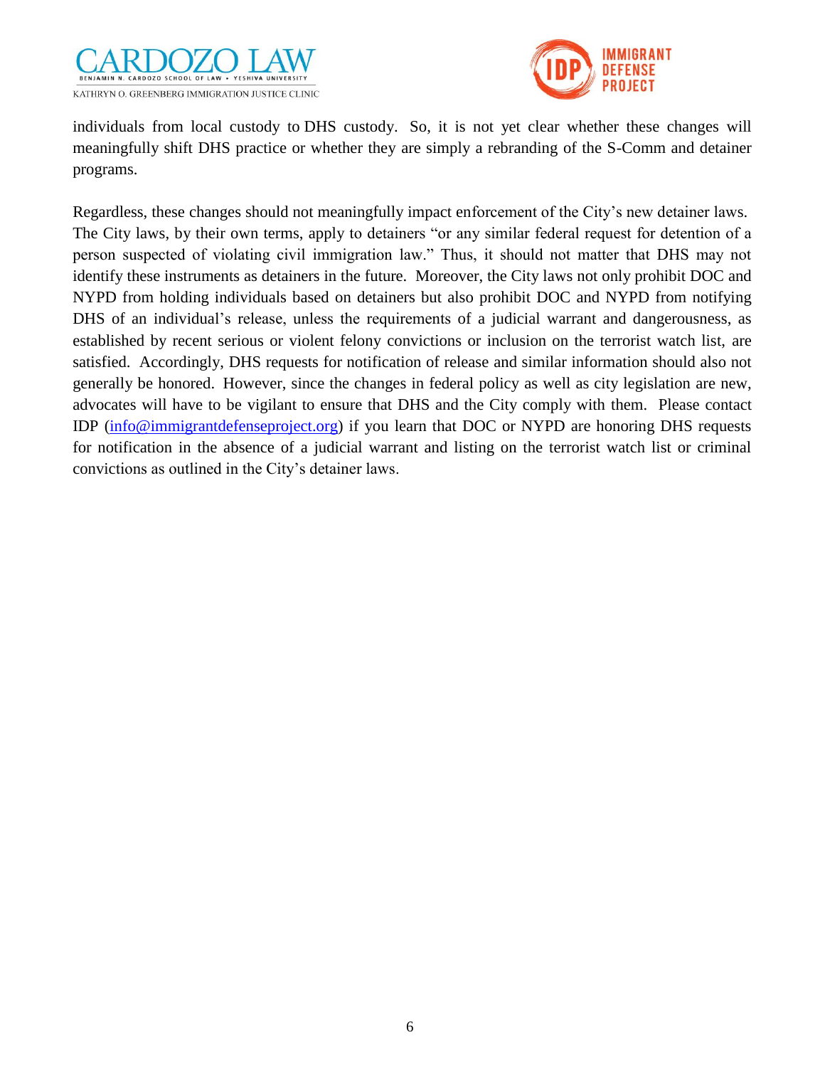individuals from local custody to DHS custody. So, it is not yet clear whether these changes will meaningfully shift DHS practice or whether they are simply a rebranding of the S-Comm and detainer programs.

Regardless, these changes should not meaningfully impact enforcement of the City's new detainer laws. The City laws, by their own terms, apply to detainers "or any similar federal request for detention of a person suspected of violating civil immigration law." Thus, it should not matter that DHS may not identify these instruments as detainers in the future. Moreover, the City laws not only prohibit DOC and NYPD from holding individuals based on detainers but also prohibit DOC and NYPD from notifying DHS of an individual's release, unless the requirements of a judicial warrant and dangerousness, as established by recent serious or violent felony convictions or inclusion on the terrorist watch list, are satisfied. Accordingly, DHS requests for notification of release and similar information should also not generally be honored. However, since the changes in federal policy as well as city legislation are new, advocates will have to be vigilant to ensure that DHS and the City comply with them. Please contact IDP (info@immigrantdefenseproject.org) if you learn that DOC or NYPD are honoring DHS requests for notification in the absence of a judicial warrant and listing on the terrorist watch list or criminal convictions as outlined in the City's detainer laws.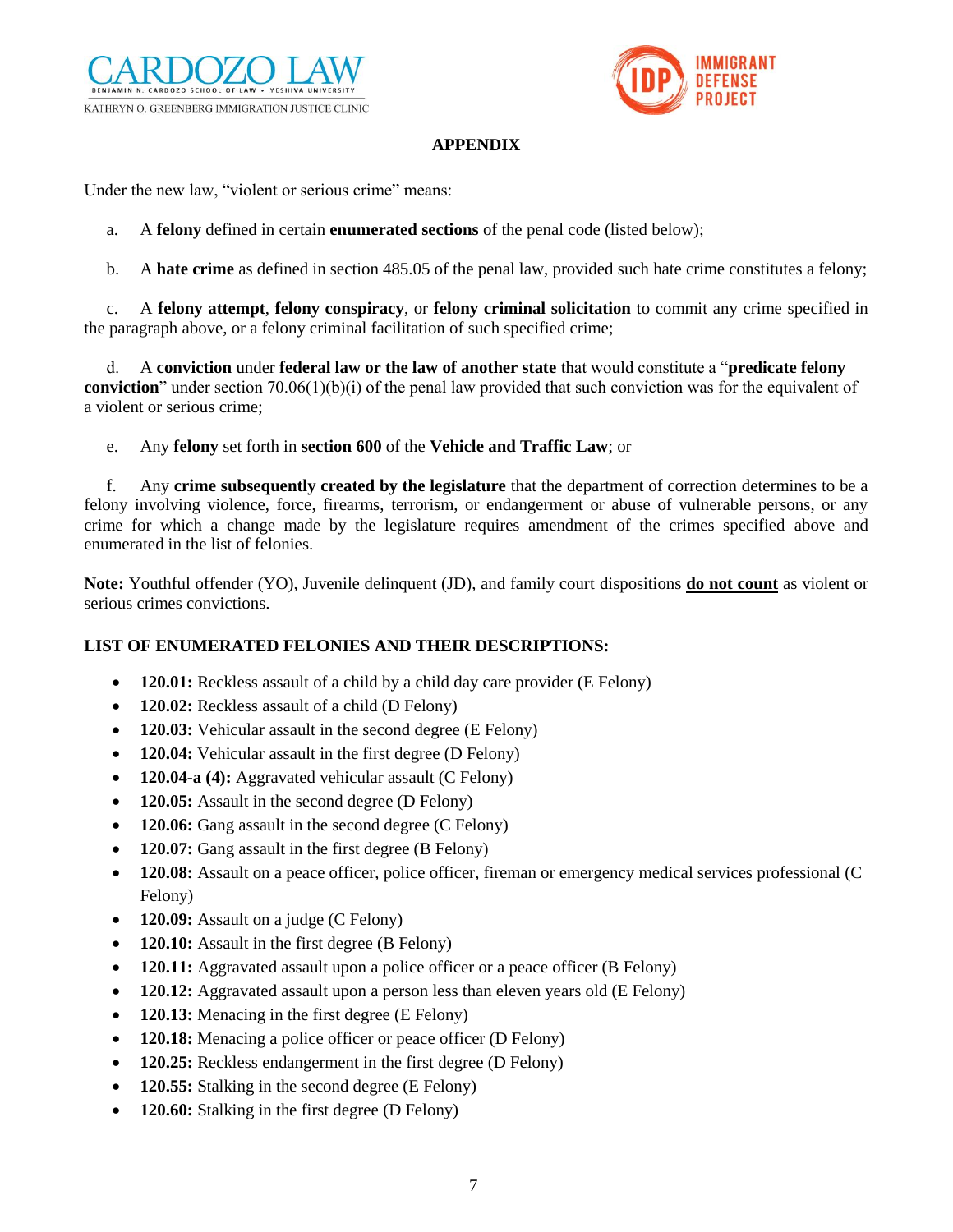## APPENDIX

Under the new law, "violent or serious crime" means:

a. A **felony** defined in certain **enumerated sections** of the penal code (listed below);

b. A **hate crime** as defined in section 485.05 of the penal law, provided such hate crime constitutes a felony;

c. A **felony attempt**, **felony conspiracy**, or **felony criminal solicitation** to commit any crime specified in the paragraph above, or a felony criminal facilitation of such specified crime;

d. A **conviction** under **federal law or the law of another state** that would constitute a "**predicate felony conviction**" under section 70.06(1)(b)(i) of the penal law provided that such conviction was for the equivalent of a violent or serious crime;

e. Any **felony** set forth in **section 600** of the **Vehicle and Traffic Law**; or

f. Any **crime subsequently created by the legislature** that the department of correction determines to be a felony involving violence, force, firearms, terrorism, or endangerment or abuse of vulnerable persons, or any crime for which a change made by the legislature requires amendment of the crimes specified above and enumerated in the list of felonies.

**Note:** Youthful offender (YO), Juvenile delinquent (JD), and family court dispositions <u>**do not count**</u> as violent or serious crimes convictions.

### LIST OF ENUMERATED FELONIES AND THEIR DESCRIPTIONS:

- **120.01:** Reckless assault of a child by a child day care provider (E Felony)
- **120.02:** Reckless assault of a child (D Felony)
- **120.03:** Vehicular assault in the second degree (E Felony)
- **120.04:** Vehicular assault in the first degree (D Felony)
- **120.04-a (4):** Aggravated vehicular assault (C Felony)
- **120.05:** Assault in the second degree (D Felony)
- **120.06:** Gang assault in the second degree (C Felony)
- **120.07:** Gang assault in the first degree (B Felony)
- **120.08:** Assault on a peace officer, police officer, fireman or emergency medical services professional (C Felony)
- **120.09:** Assault on a judge (C Felony)
- **120.10:** Assault in the first degree (B Felony)
- **120.11:** Aggravated assault upon a police officer or a peace officer (B Felony)
- **120.12:** Aggravated assault upon a person less than eleven years old (E Felony)
- **120.13:** Menacing in the first degree (E Felony)
- **120.18:** Menacing a police officer or peace officer (D Felony)
- **120.25:** Reckless endangerment in the first degree (D Felony)
- **120.55:** Stalking in the second degree (E Felony)
- **120.60:** Stalking in the first degree (D Felony)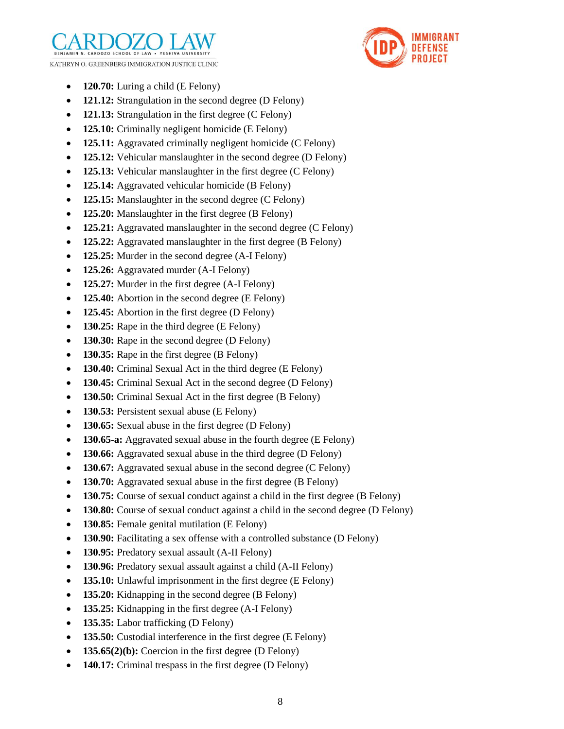- **120.70:** Luring a child (E Felony)
- **121.12:** Strangulation in the second degree (D Felony)
- **121.13:** Strangulation in the first degree (C Felony)
- **125.10:** Criminally negligent homicide (E Felony)
- **125.11:** Aggravated criminally negligent homicide (C Felony)
- **125.12:** Vehicular manslaughter in the second degree (D Felony)
- **125.13:** Vehicular manslaughter in the first degree (C Felony)
- **125.14:** Aggravated vehicular homicide (B Felony)
- **125.15:** Manslaughter in the second degree (C Felony)
- **125.20:** Manslaughter in the first degree (B Felony)
- **125.21:** Aggravated manslaughter in the second degree (C Felony)
- **125.22:** Aggravated manslaughter in the first degree (B Felony)
- **125.25:** Murder in the second degree (A-I Felony)
- **125.26:** Aggravated murder (A-I Felony)
- **125.27:** Murder in the first degree (A-I Felony)
- **125.40:** Abortion in the second degree (E Felony)
- **125.45:** Abortion in the first degree (D Felony)
- **130.25:** Rape in the third degree (E Felony)
- **130.30:** Rape in the second degree (D Felony)
- **130.35:** Rape in the first degree (B Felony)
- **130.40:** Criminal Sexual Act in the third degree (E Felony)
- **130.45:** Criminal Sexual Act in the second degree (D Felony)
- **130.50:** Criminal Sexual Act in the first degree (B Felony)
- **130.53:** Persistent sexual abuse (E Felony)
- **130.65:** Sexual abuse in the first degree (D Felony)
- **130.65-a:** Aggravated sexual abuse in the fourth degree (E Felony)
- **130.66:** Aggravated sexual abuse in the third degree (D Felony)
- **130.67:** Aggravated sexual abuse in the second degree (C Felony)
- **130.70:** Aggravated sexual abuse in the first degree (B Felony)
- **130.75:** Course of sexual conduct against a child in the first degree (B Felony)
- **130.80:** Course of sexual conduct against a child in the second degree (D Felony)
- **130.85:** Female genital mutilation (E Felony)
- **130.90:** Facilitating a sex offense with a controlled substance (D Felony)
- **130.95:** Predatory sexual assault (A-II Felony)
- **130.96:** Predatory sexual assault against a child (A-II Felony)
- **135.10:** Unlawful imprisonment in the first degree (E Felony)
- **135.20:** Kidnapping in the second degree (B Felony)
- **135.25:** Kidnapping in the first degree (A-I Felony)
- **135.35:** Labor trafficking (D Felony)
- **135.50:** Custodial interference in the first degree (E Felony)
- **135.65(2)(b):** Coercion in the first degree (D Felony)
- **140.17:** Criminal trespass in the first degree (D Felony)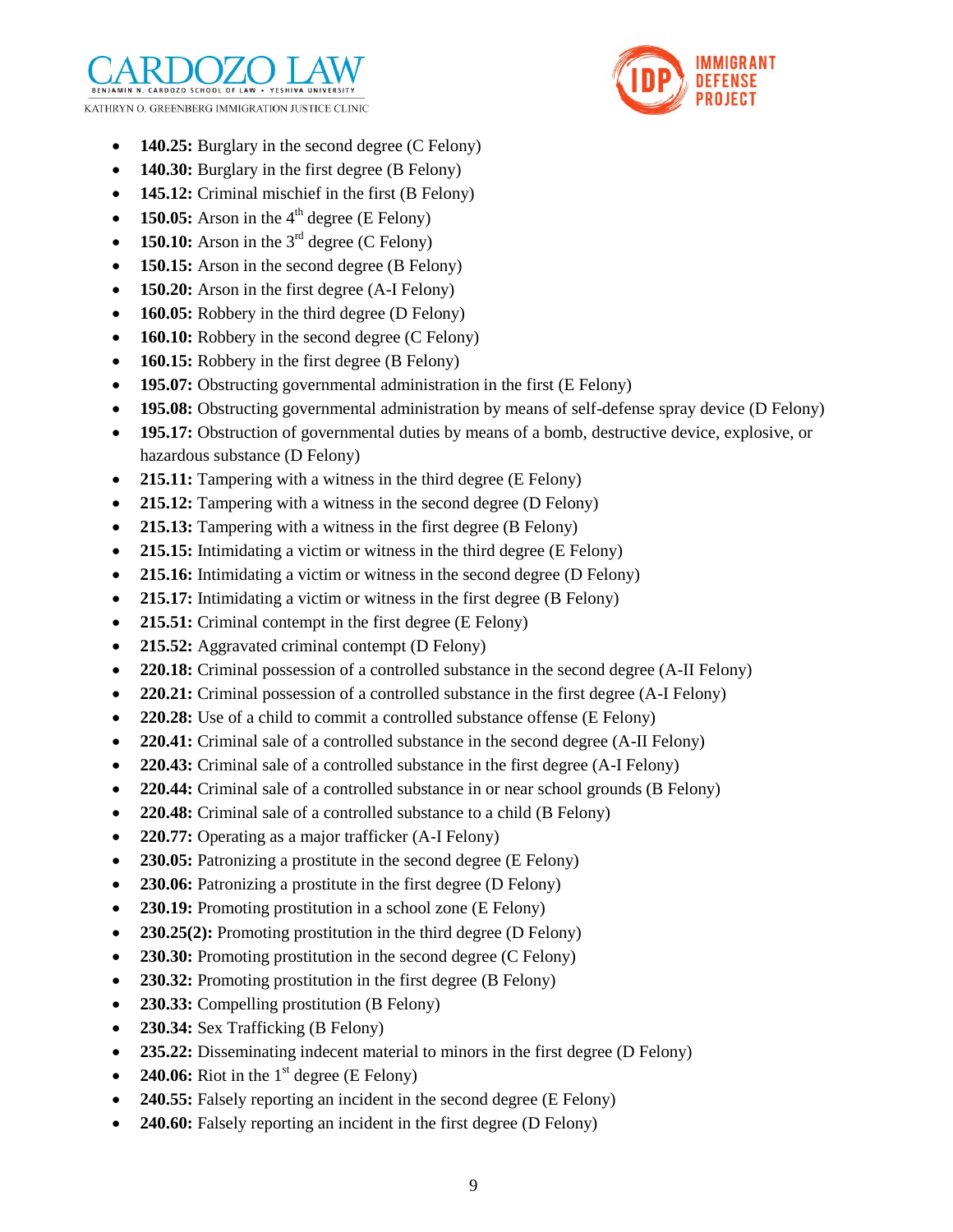- **140.25:** Burglary in the second degree (C Felony)
- **140.30:** Burglary in the first degree (B Felony)
- **145.12:** Criminal mischief in the first (B Felony)
- **150.05:** Arson in the 4th degree (E Felony)
- **150.10:** Arson in the 3rd degree (C Felony)
- **150.15:** Arson in the second degree (B Felony)
- **150.20:** Arson in the first degree (A-I Felony)
- **160.05:** Robbery in the third degree (D Felony)
- **160.10:** Robbery in the second degree (C Felony)
- **160.15:** Robbery in the first degree (B Felony)
- **195.07:** Obstructing governmental administration in the first (E Felony)
- **195.08:** Obstructing governmental administration by means of self-defense spray device (D Felony)
- **195.17:** Obstruction of governmental duties by means of a bomb, destructive device, explosive, or hazardous substance (D Felony)
- **215.11:** Tampering with a witness in the third degree (E Felony)
- **215.12:** Tampering with a witness in the second degree (D Felony)
- **215.13:** Tampering with a witness in the first degree (B Felony)
- **215.15:** Intimidating a victim or witness in the third degree (E Felony)
- **215.16:** Intimidating a victim or witness in the second degree (D Felony)
- **215.17:** Intimidating a victim or witness in the first degree (B Felony)
- **215.51:** Criminal contempt in the first degree (E Felony)
- **215.52:** Aggravated criminal contempt (D Felony)
- **220.18:** Criminal possession of a controlled substance in the second degree (A-II Felony)
- **220.21:** Criminal possession of a controlled substance in the first degree (A-I Felony)
- **220.28:** Use of a child to commit a controlled substance offense (E Felony)
- **220.41:** Criminal sale of a controlled substance in the second degree (A-II Felony)
- **220.43:** Criminal sale of a controlled substance in the first degree (A-I Felony)
- **220.44:** Criminal sale of a controlled substance in or near school grounds (B Felony)
- **220.48:** Criminal sale of a controlled substance to a child (B Felony)
- **220.77:** Operating as a major trafficker (A-I Felony)
- **230.05:** Patronizing a prostitute in the second degree (E Felony)
- **230.06:** Patronizing a prostitute in the first degree (D Felony)
- **230.19:** Promoting prostitution in a school zone (E Felony)
- **230.25(2):** Promoting prostitution in the third degree (D Felony)
- **230.30:** Promoting prostitution in the second degree (C Felony)
- **230.32:** Promoting prostitution in the first degree (B Felony)
- **230.33:** Compelling prostitution (B Felony)
- **230.34:** Sex Trafficking (B Felony)
- **235.22:** Disseminating indecent material to minors in the first degree (D Felony)
- **240.06:** Riot in the 1st degree (E Felony)
- **240.55:** Falsely reporting an incident in the second degree (E Felony)
- **240.60:** Falsely reporting an incident in the first degree (D Felony)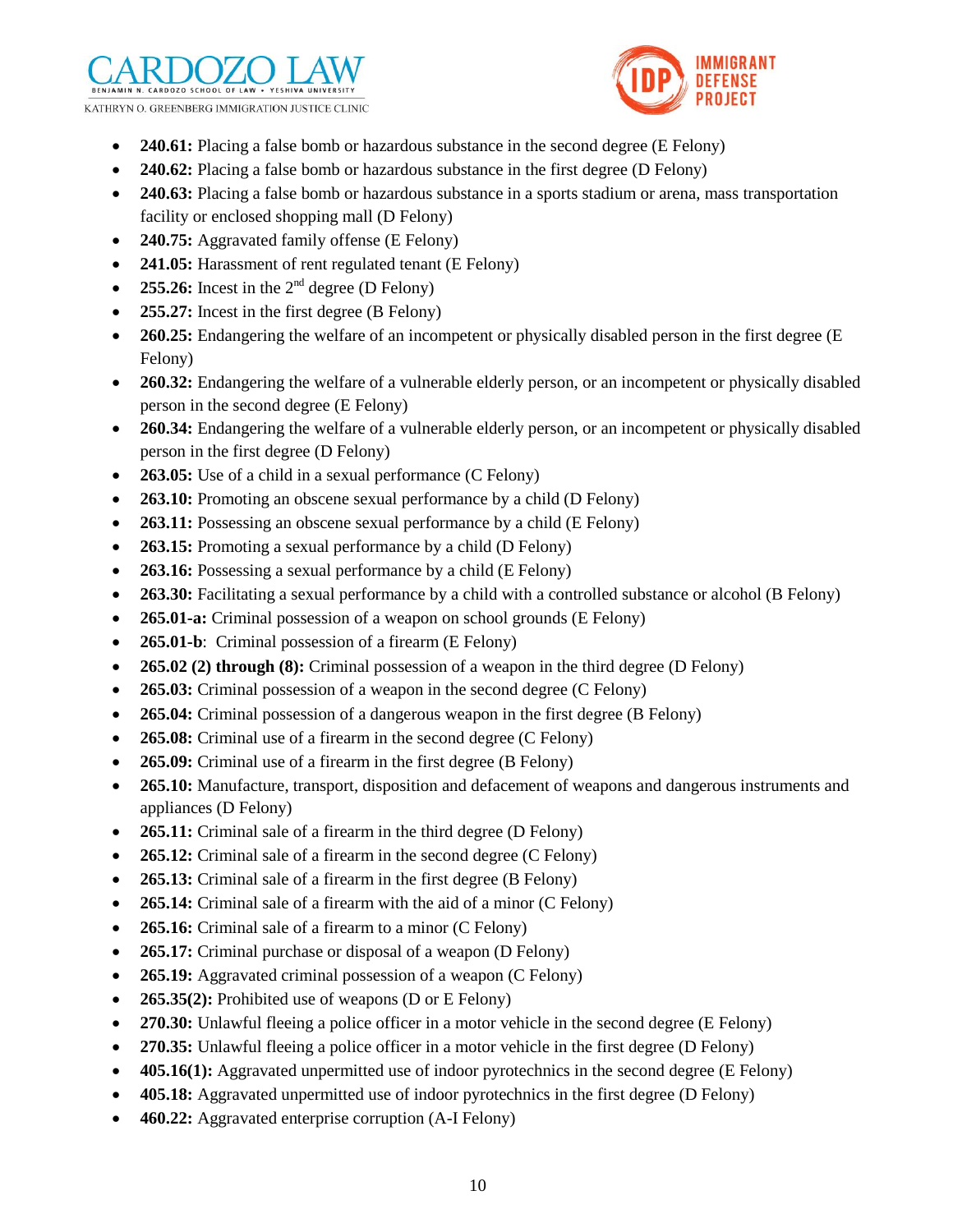- **240.61:** Placing a false bomb or hazardous substance in the second degree (E Felony)
- **240.62:** Placing a false bomb or hazardous substance in the first degree (D Felony)
- **240.63:** Placing a false bomb or hazardous substance in a sports stadium or arena, mass transportation facility or enclosed shopping mall (D Felony)
- **240.75:** Aggravated family offense (E Felony)
- **241.05:** Harassment of rent regulated tenant (E Felony)
- **255.26:** Incest in the 2nd degree (D Felony)
- **255.27:** Incest in the first degree (B Felony)
- **260.25:** Endangering the welfare of an incompetent or physically disabled person in the first degree (E Felony)
- **260.32:** Endangering the welfare of a vulnerable elderly person, or an incompetent or physically disabled person in the second degree (E Felony)
- **260.34:** Endangering the welfare of a vulnerable elderly person, or an incompetent or physically disabled person in the first degree (D Felony)
- **263.05:** Use of a child in a sexual performance (C Felony)
- **263.10:** Promoting an obscene sexual performance by a child (D Felony)
- **263.11:** Possessing an obscene sexual performance by a child (E Felony)
- **263.15:** Promoting a sexual performance by a child (D Felony)
- **263.16:** Possessing a sexual performance by a child (E Felony)
- **263.30:** Facilitating a sexual performance by a child with a controlled substance or alcohol (B Felony)
- **265.01-a:** Criminal possession of a weapon on school grounds (E Felony)
- **265.01-b**: Criminal possession of a firearm (E Felony)
- **265.02 (2) through (8):** Criminal possession of a weapon in the third degree (D Felony)
- **265.03:** Criminal possession of a weapon in the second degree (C Felony)
- **265.04:** Criminal possession of a dangerous weapon in the first degree (B Felony)
- **265.08:** Criminal use of a firearm in the second degree (C Felony)
- **265.09:** Criminal use of a firearm in the first degree (B Felony)
- **265.10:** Manufacture, transport, disposition and defacement of weapons and dangerous instruments and appliances (D Felony)
- **265.11:** Criminal sale of a firearm in the third degree (D Felony)
- **265.12:** Criminal sale of a firearm in the second degree (C Felony)
- **265.13:** Criminal sale of a firearm in the first degree (B Felony)
- **265.14:** Criminal sale of a firearm with the aid of a minor (C Felony)
- **265.16:** Criminal sale of a firearm to a minor (C Felony)
- **265.17:** Criminal purchase or disposal of a weapon (D Felony)
- **265.19:** Aggravated criminal possession of a weapon (C Felony)
- **265.35(2):** Prohibited use of weapons (D or E Felony)
- **270.30:** Unlawful fleeing a police officer in a motor vehicle in the second degree (E Felony)
- **270.35:** Unlawful fleeing a police officer in a motor vehicle in the first degree (D Felony)
- **405.16(1):** Aggravated unpermitted use of indoor pyrotechnics in the second degree (E Felony)
- **405.18:** Aggravated unpermitted use of indoor pyrotechnics in the first degree (D Felony)
- **460.22:** Aggravated enterprise corruption (A-I Felony)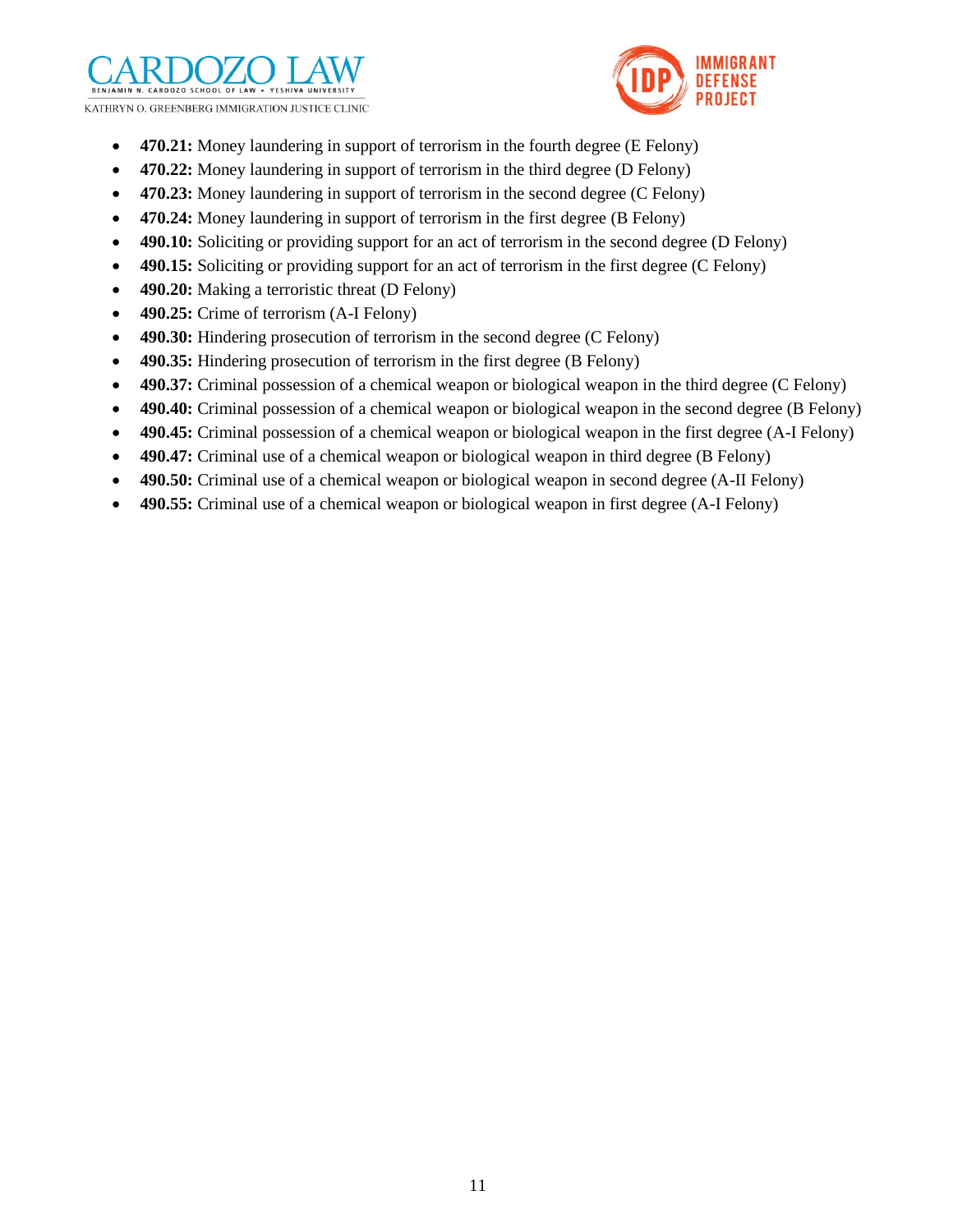- **470.21:** Money laundering in support of terrorism in the fourth degree (E Felony)
- **470.22:** Money laundering in support of terrorism in the third degree (D Felony)
- **470.23:** Money laundering in support of terrorism in the second degree (C Felony)
- **470.24:** Money laundering in support of terrorism in the first degree (B Felony)
- **490.10:** Soliciting or providing support for an act of terrorism in the second degree (D Felony)
- **490.15:** Soliciting or providing support for an act of terrorism in the first degree (C Felony)
- **490.20:** Making a terroristic threat (D Felony)
- **490.25:** Crime of terrorism (A-I Felony)
- **490.30:** Hindering prosecution of terrorism in the second degree (C Felony)
- **490.35:** Hindering prosecution of terrorism in the first degree (B Felony)
- **490.37:** Criminal possession of a chemical weapon or biological weapon in the third degree (C Felony)
- **490.40:** Criminal possession of a chemical weapon or biological weapon in the second degree (B Felony)
- **490.45:** Criminal possession of a chemical weapon or biological weapon in the first degree (A-I Felony)
- **490.47:** Criminal use of a chemical weapon or biological weapon in third degree (B Felony)
- **490.50:** Criminal use of a chemical weapon or biological weapon in second degree (A-II Felony)
- **490.55:** Criminal use of a chemical weapon or biological weapon in first degree (A-I Felony)